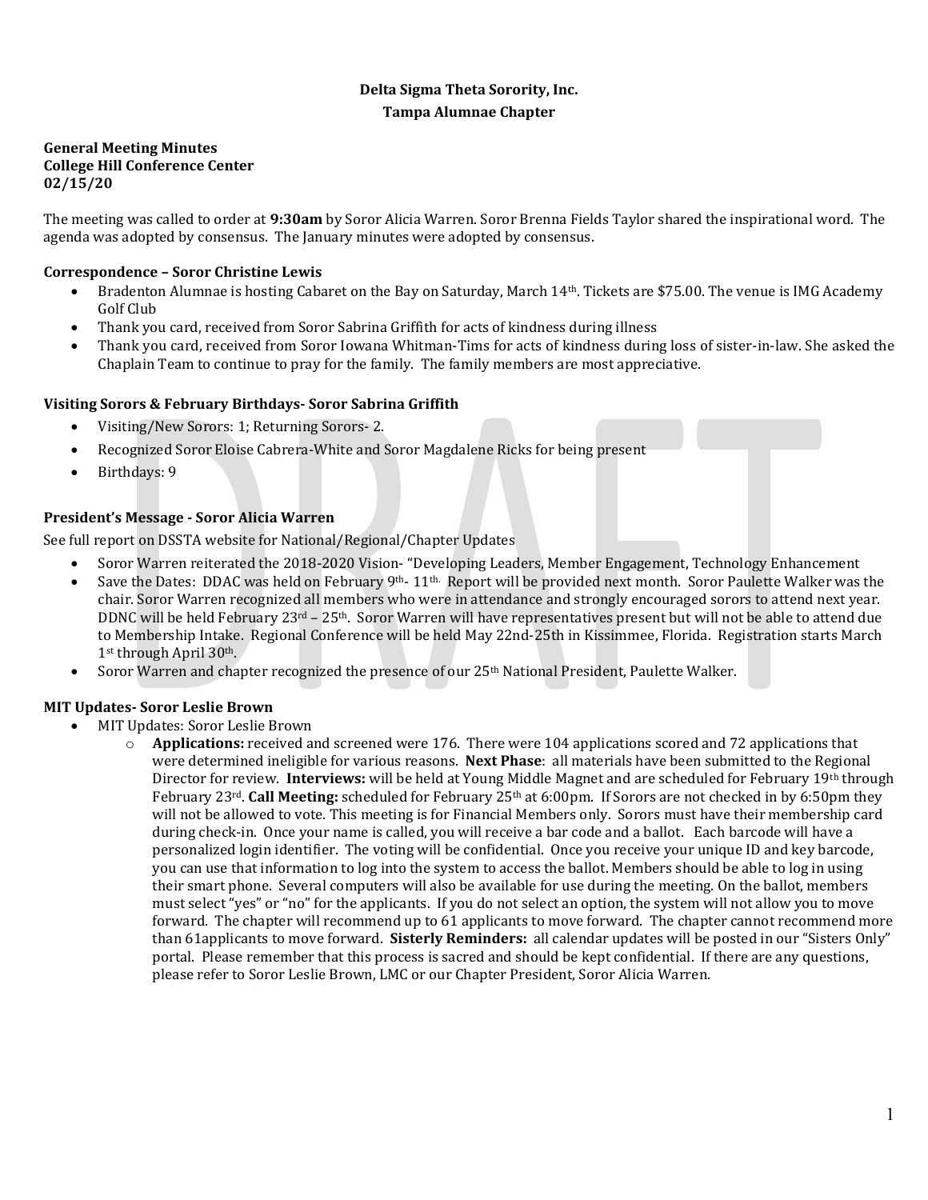**Delta Sigma Theta Sorority, Inc.**
**Tampa Alumnae Chapter**

**General Meeting Minutes**
**College Hill Conference Center**
**02/15/20**

The meeting was called to order at **9:30am** by Soror Alicia Warren. Soror Brenna Fields Taylor shared the inspirational word. The agenda was adopted by consensus. The January minutes were adopted by consensus.

### Correspondence – Soror Christine Lewis

- Bradenton Alumnae is hosting Cabaret on the Bay on Saturday, March 14th. Tickets are $75.00. The venue is IMG Academy Golf Club
- Thank you card, received from Soror Sabrina Griffith for acts of kindness during illness
- Thank you card, received from Soror Iowana Whitman-Tims for acts of kindness during loss of sister-in-law. She asked the Chaplain Team to continue to pray for the family. The family members are most appreciative.

### Visiting Sorors & February Birthdays- Soror Sabrina Griffith

- Visiting/New Sorors: 1; Returning Sorors- 2.
- Recognized Soror Eloise Cabrera-White and Soror Magdalene Ricks for being present
- Birthdays: 9

### President's Message - Soror Alicia Warren

See full report on DSSTA website for National/Regional/Chapter Updates

- Soror Warren reiterated the 2018-2020 Vision- "Developing Leaders, Member Engagement, Technology Enhancement
- Save the Dates: DDAC was held on February 9th- 11th. Report will be provided next month. Soror Paulette Walker was the chair. Soror Warren recognized all members who were in attendance and strongly encouraged sorors to attend next year. DDNC will be held February 23rd – 25th. Soror Warren will have representatives present but will not be able to attend due to Membership Intake. Regional Conference will be held May 22nd-25th in Kissimmee, Florida. Registration starts March 1st through April 30th.
- Soror Warren and chapter recognized the presence of our 25th National President, Paulette Walker.

### MIT Updates- Soror Leslie Brown

- MIT Updates: Soror Leslie Brown
  - **Applications:** received and screened were 176. There were 104 applications scored and 72 applications that were determined ineligible for various reasons. **Next Phase**: all materials have been submitted to the Regional Director for review. **Interviews:** will be held at Young Middle Magnet and are scheduled for February 19th through February 23rd. **Call Meeting:** scheduled for February 25th at 6:00pm. If Sorors are not checked in by 6:50pm they will not be allowed to vote. This meeting is for Financial Members only. Sorors must have their membership card during check-in. Once your name is called, you will receive a bar code and a ballot. Each barcode will have a personalized login identifier. The voting will be confidential. Once you receive your unique ID and key barcode, you can use that information to log into the system to access the ballot. Members should be able to log in using their smart phone. Several computers will also be available for use during the meeting. On the ballot, members must select "yes" or "no" for the applicants. If you do not select an option, the system will not allow you to move forward. The chapter will recommend up to 61 applicants to move forward. The chapter cannot recommend more than 61applicants to move forward. **Sisterly Reminders:** all calendar updates will be posted in our "Sisters Only" portal. Please remember that this process is sacred and should be kept confidential. If there are any questions, please refer to Soror Leslie Brown, LMC or our Chapter President, Soror Alicia Warren.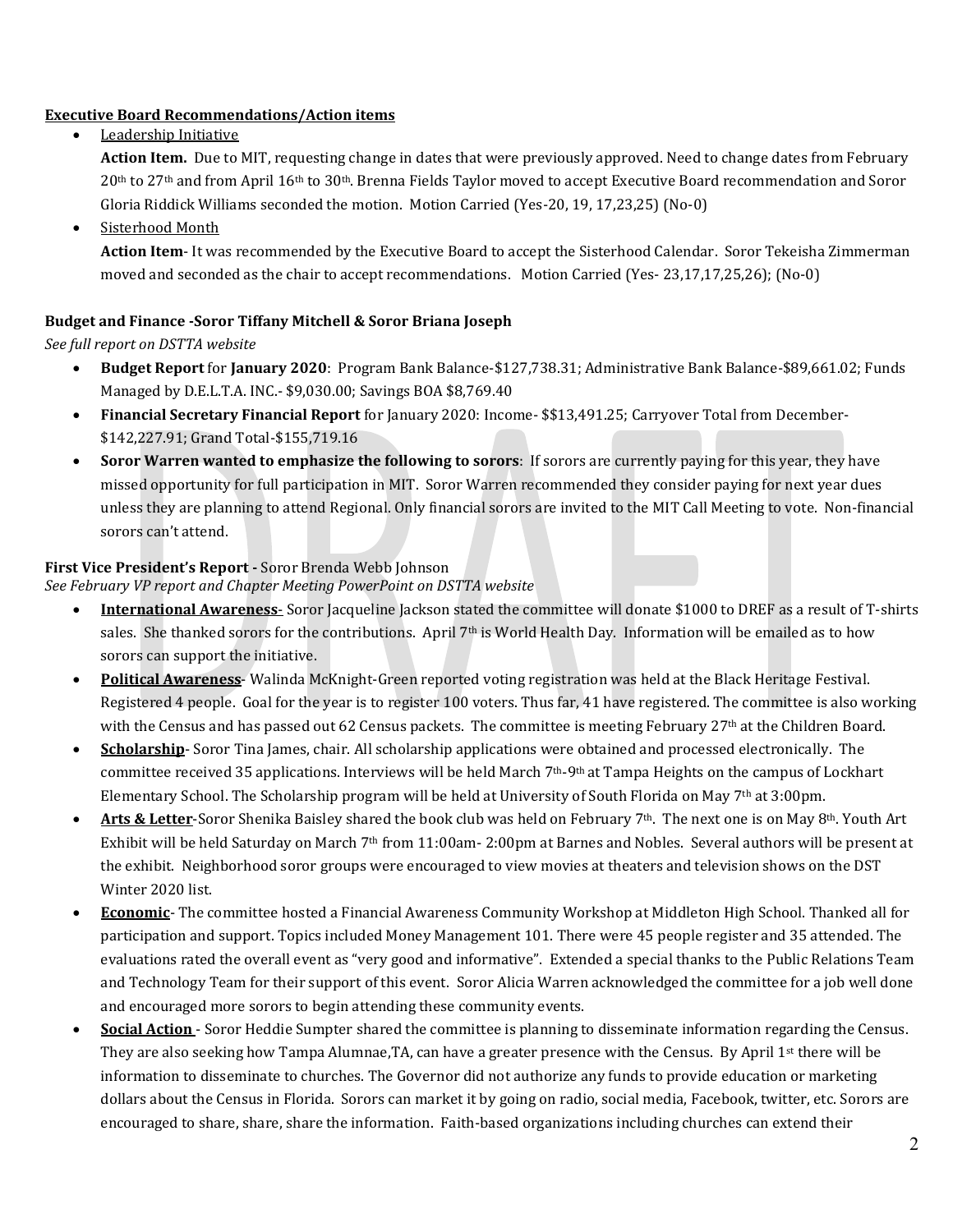**Executive Board Recommendations/Action items**

- Leadership Initiative

  **Action Item.** Due to MIT, requesting change in dates that were previously approved. Need to change dates from February 20th to 27th and from April 16th to 30th. Brenna Fields Taylor moved to accept Executive Board recommendation and Soror Gloria Riddick Williams seconded the motion. Motion Carried (Yes-20, 19, 17,23,25) (No-0)

- Sisterhood Month

  **Action Item**- It was recommended by the Executive Board to accept the Sisterhood Calendar. Soror Tekeisha Zimmerman moved and seconded as the chair to accept recommendations. Motion Carried (Yes- 23,17,17,25,26); (No-0)

**Budget and Finance -Soror Tiffany Mitchell & Soror Briana Joseph**

*See full report on DSTTA website*

- **Budget Report** for **January 2020**: Program Bank Balance-$127,738.31; Administrative Bank Balance-$89,661.02; Funds Managed by D.E.L.T.A. INC.- $9,030.00; Savings BOA $8,769.40
- **Financial Secretary Financial Report** for January 2020: Income- $$13,491.25; Carryover Total from December-$142,227.91; Grand Total-$155,719.16
- **Soror Warren wanted to emphasize the following to sorors**: If sorors are currently paying for this year, they have missed opportunity for full participation in MIT. Soror Warren recommended they consider paying for next year dues unless they are planning to attend Regional. Only financial sorors are invited to the MIT Call Meeting to vote. Non-financial sorors can't attend.

**First Vice President's Report -** Soror Brenda Webb Johnson

*See February VP report and Chapter Meeting PowerPoint on DSTTA website*

- **International Awareness**- Soror Jacqueline Jackson stated the committee will donate $1000 to DREF as a result of T-shirts sales. She thanked sorors for the contributions. April 7th is World Health Day. Information will be emailed as to how sorors can support the initiative.
- **Political Awareness**- Walinda McKnight-Green reported voting registration was held at the Black Heritage Festival. Registered 4 people. Goal for the year is to register 100 voters. Thus far, 41 have registered. The committee is also working with the Census and has passed out 62 Census packets. The committee is meeting February 27th at the Children Board.
- **Scholarship**- Soror Tina James, chair. All scholarship applications were obtained and processed electronically. The committee received 35 applications. Interviews will be held March 7th-9th at Tampa Heights on the campus of Lockhart Elementary School. The Scholarship program will be held at University of South Florida on May 7th at 3:00pm.
- **Arts & Letter**-Soror Shenika Baisley shared the book club was held on February 7th. The next one is on May 8th. Youth Art Exhibit will be held Saturday on March 7th from 11:00am- 2:00pm at Barnes and Nobles. Several authors will be present at the exhibit. Neighborhood soror groups were encouraged to view movies at theaters and television shows on the DST Winter 2020 list.
- **Economic**- The committee hosted a Financial Awareness Community Workshop at Middleton High School. Thanked all for participation and support. Topics included Money Management 101. There were 45 people register and 35 attended. The evaluations rated the overall event as "very good and informative". Extended a special thanks to the Public Relations Team and Technology Team for their support of this event. Soror Alicia Warren acknowledged the committee for a job well done and encouraged more sorors to begin attending these community events.
- **Social Action** - Soror Heddie Sumpter shared the committee is planning to disseminate information regarding the Census. They are also seeking how Tampa Alumnae,TA, can have a greater presence with the Census. By April 1st there will be information to disseminate to churches. The Governor did not authorize any funds to provide education or marketing dollars about the Census in Florida. Sorors can market it by going on radio, social media, Facebook, twitter, etc. Sorors are encouraged to share, share, share the information. Faith-based organizations including churches can extend their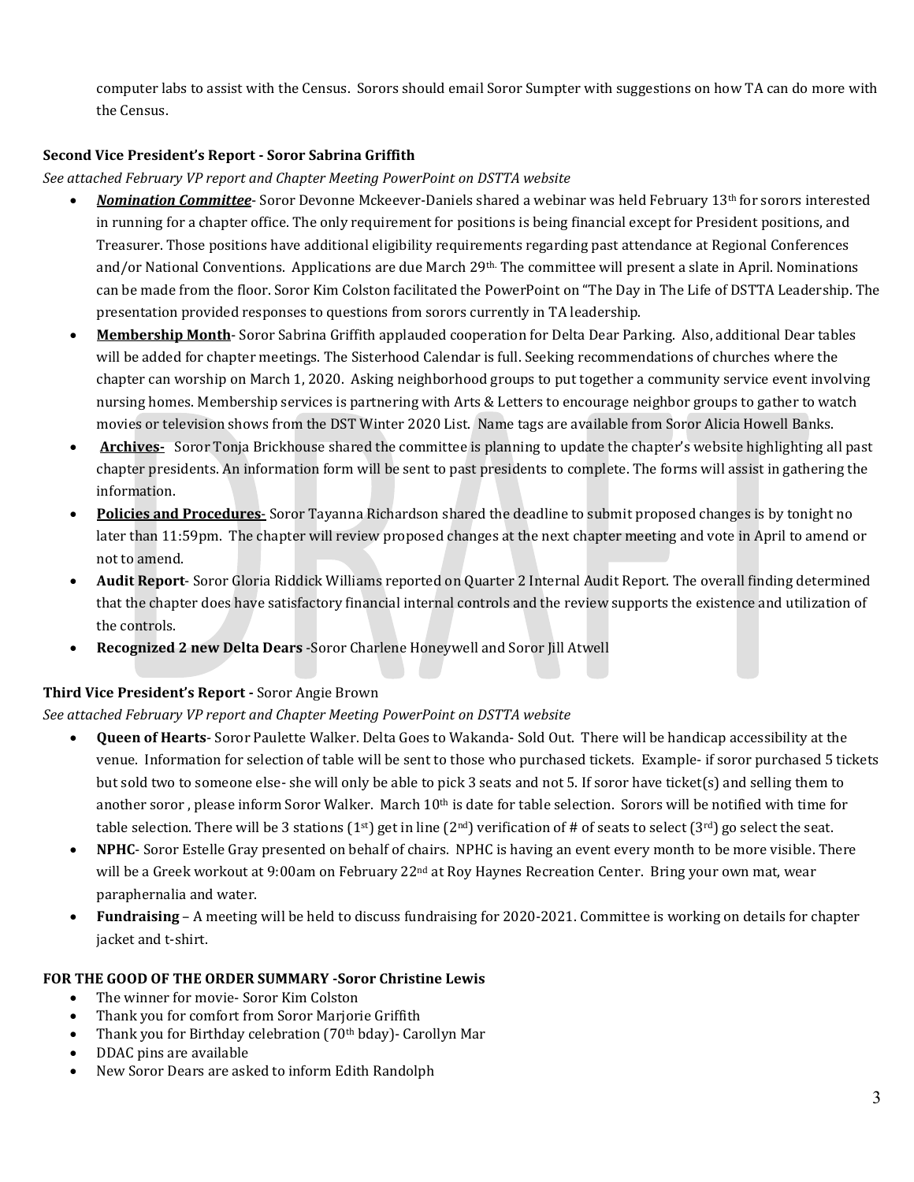computer labs to assist with the Census. Sorors should email Soror Sumpter with suggestions on how TA can do more with the Census.

**Second Vice President's Report - Soror Sabrina Griffith**

*See attached February VP report and Chapter Meeting PowerPoint on DSTTA website*

- ***Nomination Committee***- Soror Devonne Mckeever-Daniels shared a webinar was held February 13th for sorors interested in running for a chapter office. The only requirement for positions is being financial except for President positions, and Treasurer. Those positions have additional eligibility requirements regarding past attendance at Regional Conferences and/or National Conventions. Applications are due March 29th. The committee will present a slate in April. Nominations can be made from the floor. Soror Kim Colston facilitated the PowerPoint on "The Day in The Life of DSTTA Leadership. The presentation provided responses to questions from sorors currently in TA leadership.
- **Membership Month**- Soror Sabrina Griffith applauded cooperation for Delta Dear Parking. Also, additional Dear tables will be added for chapter meetings. The Sisterhood Calendar is full. Seeking recommendations of churches where the chapter can worship on March 1, 2020. Asking neighborhood groups to put together a community service event involving nursing homes. Membership services is partnering with Arts & Letters to encourage neighbor groups to gather to watch movies or television shows from the DST Winter 2020 List. Name tags are available from Soror Alicia Howell Banks.
- **Archives-** Soror Tonja Brickhouse shared the committee is planning to update the chapter's website highlighting all past chapter presidents. An information form will be sent to past presidents to complete. The forms will assist in gathering the information.
- **Policies and Procedures**- Soror Tayanna Richardson shared the deadline to submit proposed changes is by tonight no later than 11:59pm. The chapter will review proposed changes at the next chapter meeting and vote in April to amend or not to amend.
- **Audit Report**- Soror Gloria Riddick Williams reported on Quarter 2 Internal Audit Report. The overall finding determined that the chapter does have satisfactory financial internal controls and the review supports the existence and utilization of the controls.
- **Recognized 2 new Delta Dears** -Soror Charlene Honeywell and Soror Jill Atwell

**Third Vice President's Report -** Soror Angie Brown

*See attached February VP report and Chapter Meeting PowerPoint on DSTTA website*

- **Queen of Hearts**- Soror Paulette Walker. Delta Goes to Wakanda- Sold Out. There will be handicap accessibility at the venue. Information for selection of table will be sent to those who purchased tickets. Example- if soror purchased 5 tickets but sold two to someone else- she will only be able to pick 3 seats and not 5. If soror have ticket(s) and selling them to another soror , please inform Soror Walker. March 10th is date for table selection. Sorors will be notified with time for table selection. There will be 3 stations (1st) get in line (2nd) verification of # of seats to select (3rd) go select the seat.
- **NPHC**- Soror Estelle Gray presented on behalf of chairs. NPHC is having an event every month to be more visible. There will be a Greek workout at 9:00am on February 22nd at Roy Haynes Recreation Center. Bring your own mat, wear paraphernalia and water.
- **Fundraising** – A meeting will be held to discuss fundraising for 2020-2021. Committee is working on details for chapter jacket and t-shirt.

**FOR THE GOOD OF THE ORDER SUMMARY -Soror Christine Lewis**

- The winner for movie- Soror Kim Colston
- Thank you for comfort from Soror Marjorie Griffith
- Thank you for Birthday celebration (70th bday)- Carollyn Mar
- DDAC pins are available
- New Soror Dears are asked to inform Edith Randolph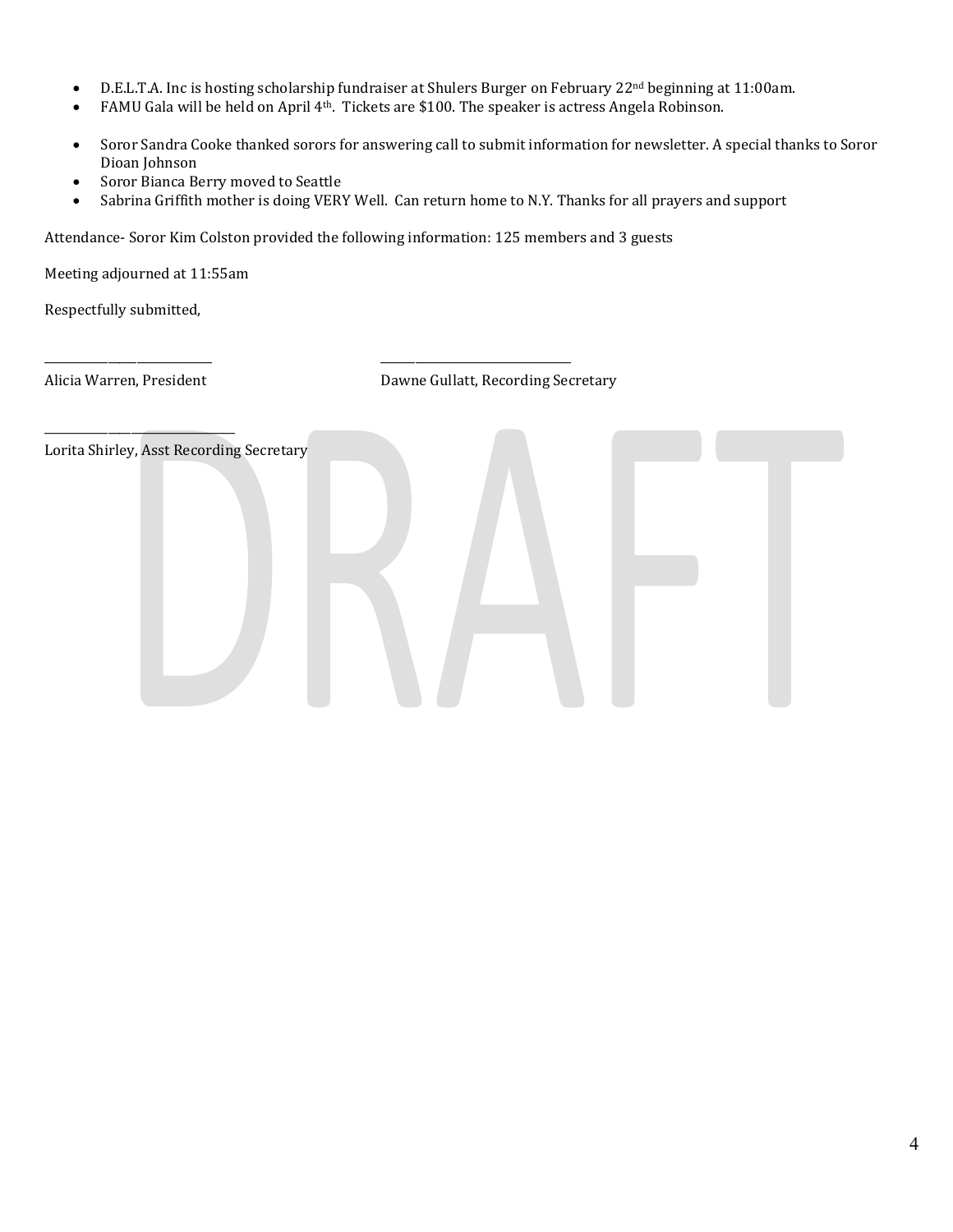- D.E.L.T.A. Inc is hosting scholarship fundraiser at Shulers Burger on February 22nd beginning at 11:00am.
- FAMU Gala will be held on April 4th. Tickets are $100. The speaker is actress Angela Robinson.

- Soror Sandra Cooke thanked sorors for answering call to submit information for newsletter. A special thanks to Soror Dioan Johnson
- Soror Bianca Berry moved to Seattle
- Sabrina Griffith mother is doing VERY Well. Can return home to N.Y. Thanks for all prayers and support

Attendance- Soror Kim Colston provided the following information: 125 members and 3 guests

Meeting adjourned at 11:55am

Respectfully submitted,

_____________________________ _______________________________

Alicia Warren, President Dawne Gullatt, Recording Secretary

_______________________________

Lorita Shirley, Asst Recording Secretary

DRAFT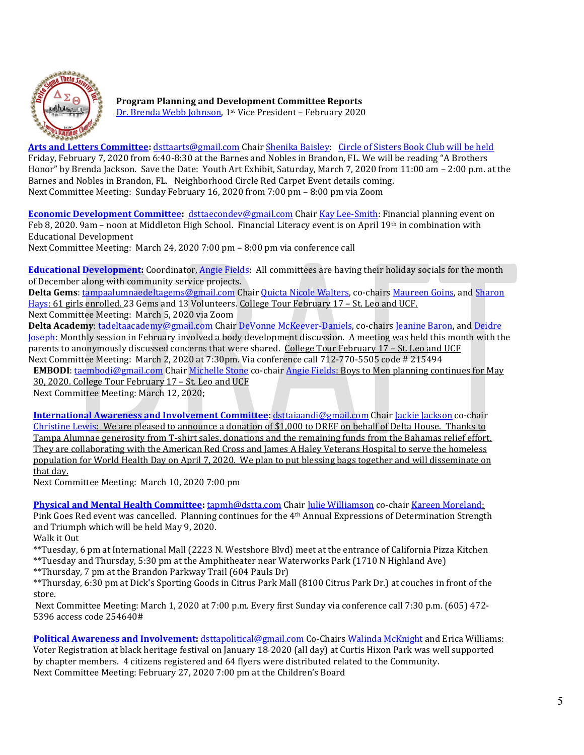**Program Planning and Development Committee Reports**
Dr. Brenda Webb Johnson, 1st Vice President – February 2020

**Arts and Letters Committee:** dsttaarts@gmail.com Chair Shenika Baisley: Circle of Sisters Book Club will be held Friday, February 7, 2020 from 6:40-8:30 at the Barnes and Nobles in Brandon, FL. We will be reading "A Brothers Honor" by Brenda Jackson. Save the Date: Youth Art Exhibit, Saturday, March 7, 2020 from 11:00 am – 2:00 p.m. at the Barnes and Nobles in Brandon, FL. Neighborhood Circle Red Carpet Event details coming.
Next Committee Meeting: Sunday February 16, 2020 from 7:00 pm – 8:00 pm via Zoom

**Economic Development Committee:** dsttaecondev@gmail.com Chair Kay Lee-Smith: Financial planning event on Feb 8, 2020. 9am – noon at Middleton High School. Financial Literacy event is on April 19th in combination with Educational Development
Next Committee Meeting: March 24, 2020 7:00 pm – 8:00 pm via conference call

**Educational Development:** Coordinator, Angie Fields: All committees are having their holiday socials for the month of December along with community service projects.
**Delta Gems**: tampaalumnaedeltagems@gmail.com Chair Quicta Nicole Walters, co-chairs Maureen Goins, and Sharon Hays: 61 girls enrolled. 23 Gems and 13 Volunteers. College Tour February 17 – St. Leo and UCF.
Next Committee Meeting: March 5, 2020 via Zoom
**Delta Academy**: tadeltaacademy@gmail.com Chair DeVonne McKeever-Daniels, co-chairs Jeanine Baron, and Deidre Joseph: Monthly session in February involved a body development discussion. A meeting was held this month with the parents to anonymously discussed concerns that were shared. College Tour February 17 – St. Leo and UCF
Next Committee Meeting: March 2, 2020 at 7:30pm. Via conference call 712-770-5505 code # 215494
**EMBODI**: taembodi@gmail.com Chair Michelle Stone co-chair Angie Fields: Boys to Men planning continues for May 30, 2020. College Tour February 17 – St. Leo and UCF
Next Committee Meeting: March 12, 2020;

**International Awareness and Involvement Committee:** dsttaiaandi@gmail.com Chair Jackie Jackson co-chair Christine Lewis: We are pleased to announce a donation of $1,000 to DREF on behalf of Delta House. Thanks to Tampa Alumnae generosity from T-shirt sales, donations and the remaining funds from the Bahamas relief effort. They are collaborating with the American Red Cross and James A Haley Veterans Hospital to serve the homeless population for World Health Day on April 7, 2020. We plan to put blessing bags together and will disseminate on that day.
Next Committee Meeting: March 10, 2020 7:00 pm

**Physical and Mental Health Committee:** tapmh@dstta.com Chair Julie Williamson co-chair Kareen Moreland: Pink Goes Red event was cancelled. Planning continues for the 4th Annual Expressions of Determination Strength and Triumph which will be held May 9, 2020.
Walk it Out
**Tuesday, 6 pm at International Mall (2223 N. Westshore Blvd) meet at the entrance of California Pizza Kitchen
**Tuesday and Thursday, 5:30 pm at the Amphitheater near Waterworks Park (1710 N Highland Ave)
**Thursday, 7 pm at the Brandon Parkway Trail (604 Pauls Dr)
**Thursday, 6:30 pm at Dick's Sporting Goods in Citrus Park Mall (8100 Citrus Park Dr.) at couches in front of the store.
Next Committee Meeting: March 1, 2020 at 7:00 p.m. Every first Sunday via conference call 7:30 p.m. (605) 472-5396 access code 254640#

**Political Awareness and Involvement:** dsttapolitical@gmail.com Co-Chairs Walinda McKnight and Erica Williams: Voter Registration at black heritage festival on January 18, 2020 (all day) at Curtis Hixon Park was well supported by chapter members. 4 citizens registered and 64 flyers were distributed related to the Community.
Next Committee Meeting: February 27, 2020 7:00 pm at the Children's Board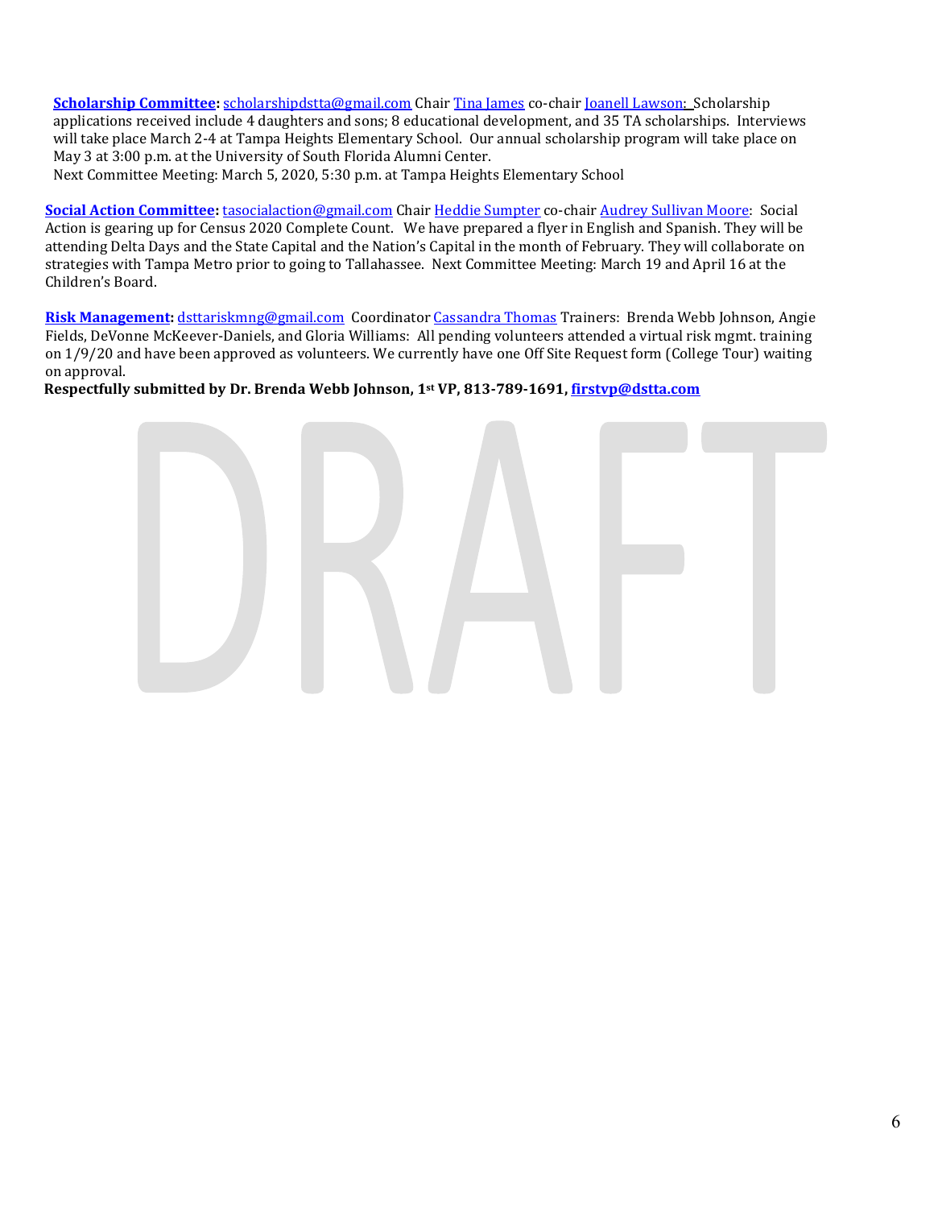**Scholarship Committee:** scholarshipdstta@gmail.com Chair Tina James co-chair Joanell Lawson: Scholarship applications received include 4 daughters and sons; 8 educational development, and 35 TA scholarships. Interviews will take place March 2-4 at Tampa Heights Elementary School. Our annual scholarship program will take place on May 3 at 3:00 p.m. at the University of South Florida Alumni Center.
Next Committee Meeting: March 5, 2020, 5:30 p.m. at Tampa Heights Elementary School

**Social Action Committee:** tasocialaction@gmail.com Chair Heddie Sumpter co-chair Audrey Sullivan Moore: Social Action is gearing up for Census 2020 Complete Count. We have prepared a flyer in English and Spanish. They will be attending Delta Days and the State Capital and the Nation's Capital in the month of February. They will collaborate on strategies with Tampa Metro prior to going to Tallahassee. Next Committee Meeting: March 19 and April 16 at the Children's Board.

**Risk Management:** dsttariskmng@gmail.com Coordinator Cassandra Thomas Trainers: Brenda Webb Johnson, Angie Fields, DeVonne McKeever-Daniels, and Gloria Williams: All pending volunteers attended a virtual risk mgmt. training on 1/9/20 and have been approved as volunteers. We currently have one Off Site Request form (College Tour) waiting on approval.

**Respectfully submitted by Dr. Brenda Webb Johnson, 1st VP, 813-789-1691, firstvp@dstta.com**

DRAFT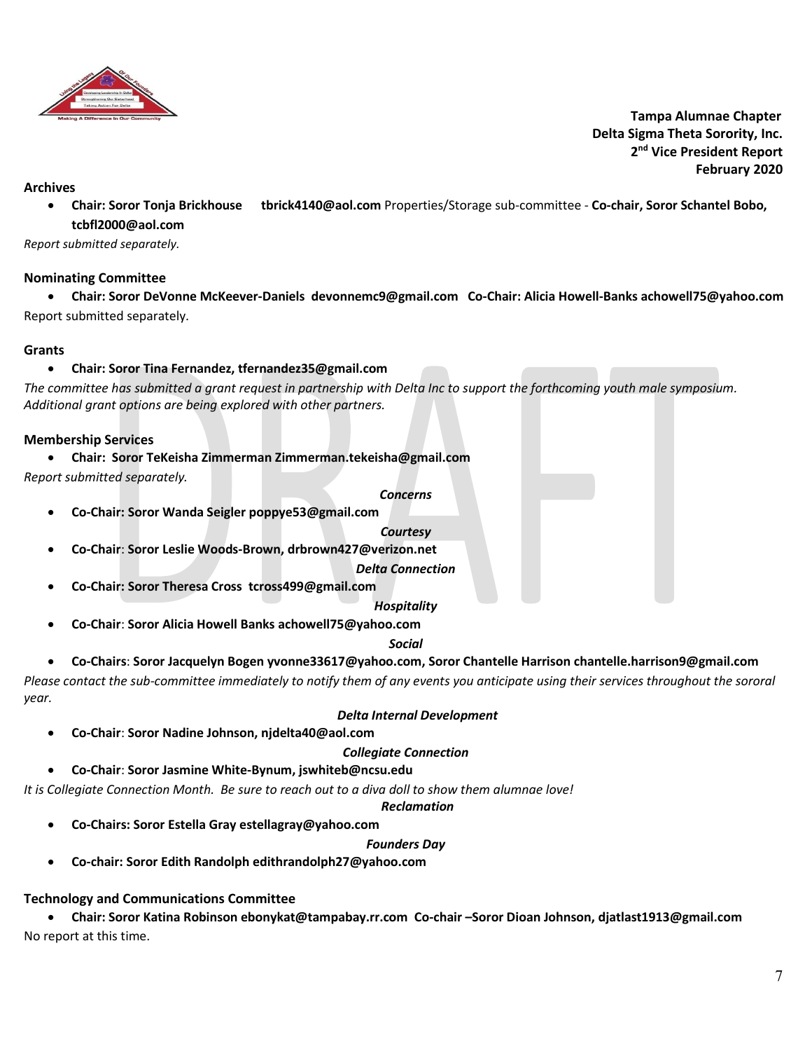**Tampa Alumnae Chapter**
**Delta Sigma Theta Sorority, Inc.**
**2nd Vice President Report**
**February 2020**

**Archives**

- **Chair: Soror Tonja Brickhouse tbrick4140@aol.com** Properties/Storage sub-committee - **Co-chair, Soror Schantel Bobo, tcbfl2000@aol.com**

*Report submitted separately.*

**Nominating Committee**

- **Chair: Soror DeVonne McKeever-Daniels devonnemc9@gmail.com Co-Chair: Alicia Howell-Banks achowell75@yahoo.com**

Report submitted separately.

**Grants**

- **Chair: Soror Tina Fernandez, tfernandez35@gmail.com**

*The committee has submitted a grant request in partnership with Delta Inc to support the forthcoming youth male symposium. Additional grant options are being explored with other partners.*

**Membership Services**

- **Chair: Soror TeKeisha Zimmerman Zimmerman.tekeisha@gmail.com**

*Report submitted separately.*

***Concerns***

- **Co-Chair: Soror Wanda Seigler poppye53@gmail.com**

***Courtesy***

- **Co-Chair**: **Soror Leslie Woods-Brown, drbrown427@verizon.net**

***Delta Connection***

- **Co-Chair: Soror Theresa Cross tcross499@gmail.com**

***Hospitality***

- **Co-Chair**: **Soror Alicia Howell Banks achowell75@yahoo.com**

***Social***

- **Co-Chairs**: **Soror Jacquelyn Bogen yvonne33617@yahoo.com, Soror Chantelle Harrison chantelle.harrison9@gmail.com**

*Please contact the sub-committee immediately to notify them of any events you anticipate using their services throughout the sororal year.*

***Delta Internal Development***

- **Co-Chair**: **Soror Nadine Johnson, njdelta40@aol.com**

***Collegiate Connection***

- **Co-Chair**: **Soror Jasmine White-Bynum, jswhiteb@ncsu.edu**

*It is Collegiate Connection Month. Be sure to reach out to a diva doll to show them alumnae love!*

***Reclamation***

- **Co-Chairs: Soror Estella Gray estellagray@yahoo.com**

***Founders Day***

- **Co-chair: Soror Edith Randolph edithrandolph27@yahoo.com**

**Technology and Communications Committee**

- **Chair: Soror Katina Robinson ebonykat@tampabay.rr.com Co-chair –Soror Dioan Johnson, djatlast1913@gmail.com**

No report at this time.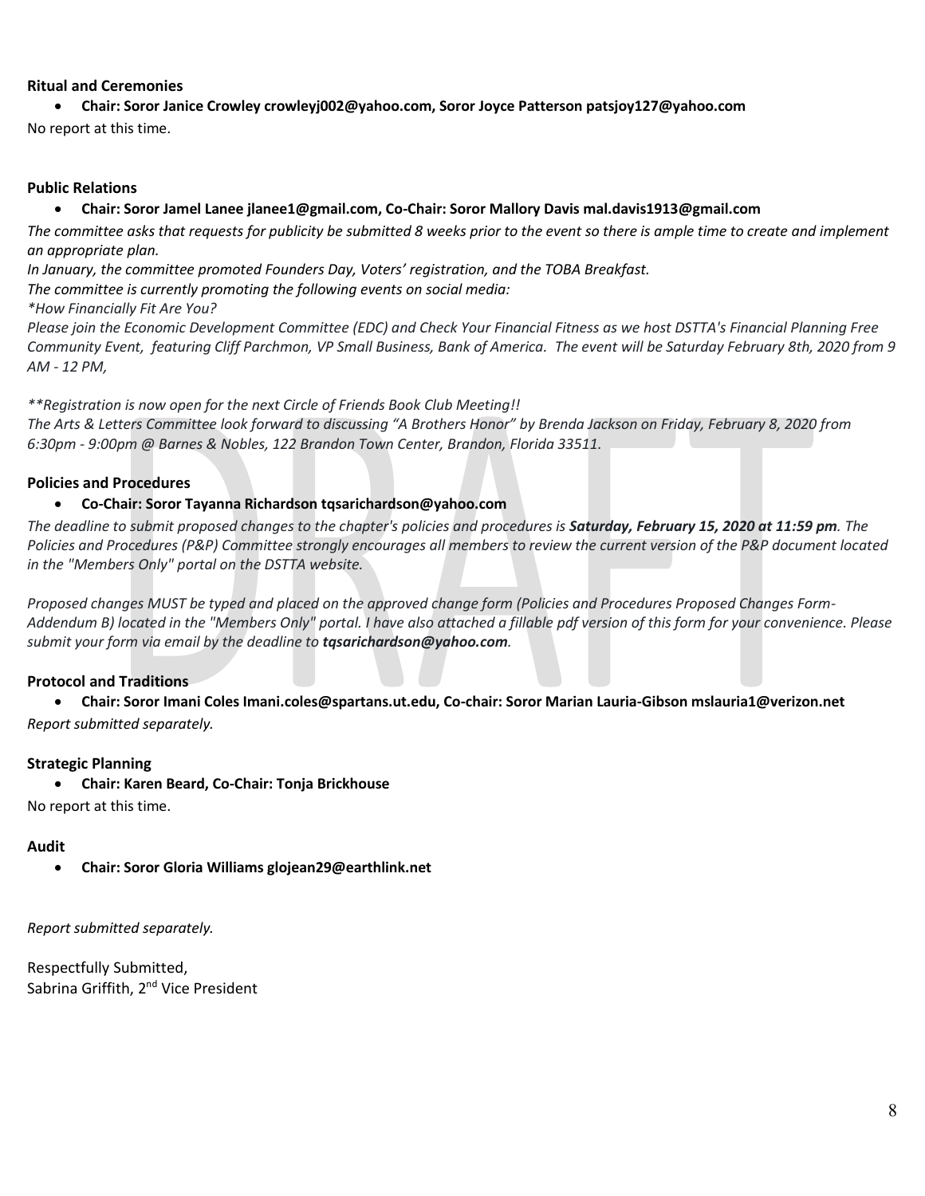**Ritual and Ceremonies**

- **Chair: Soror Janice Crowley crowleyj002@yahoo.com, Soror Joyce Patterson patsjoy127@yahoo.com**

No report at this time.

**Public Relations**

- **Chair: Soror Jamel Lanee jlanee1@gmail.com, Co-Chair: Soror Mallory Davis mal.davis1913@gmail.com**

*The committee asks that requests for publicity be submitted 8 weeks prior to the event so there is ample time to create and implement an appropriate plan.*

*In January, the committee promoted Founders Day, Voters' registration, and the TOBA Breakfast.*

*The committee is currently promoting the following events on social media:*

*\*How Financially Fit Are You?*

*Please join the Economic Development Committee (EDC) and Check Your Financial Fitness as we host DSTTA's Financial Planning Free Community Event, featuring Cliff Parchmon, VP Small Business, Bank of America. The event will be Saturday February 8th, 2020 from 9 AM - 12 PM,*

*\*\*Registration is now open for the next Circle of Friends Book Club Meeting!!*

*The Arts & Letters Committee look forward to discussing "A Brothers Honor" by Brenda Jackson on Friday, February 8, 2020 from 6:30pm - 9:00pm @ Barnes & Nobles, 122 Brandon Town Center, Brandon, Florida 33511.*

**Policies and Procedures**

- **Co-Chair: Soror Tayanna Richardson tqsarichardson@yahoo.com**

*The deadline to submit proposed changes to the chapter's policies and procedures is **Saturday, February 15, 2020 at 11:59 pm**. The Policies and Procedures (P&P) Committee strongly encourages all members to review the current version of the P&P document located in the "Members Only" portal on the DSTTA website.*

*Proposed changes MUST be typed and placed on the approved change form (Policies and Procedures Proposed Changes Form-Addendum B) located in the "Members Only" portal. I have also attached a fillable pdf version of this form for your convenience. Please submit your form via email by the deadline to **tqsarichardson@yahoo.com**.*

**Protocol and Traditions**

- **Chair: Soror Imani Coles Imani.coles@spartans.ut.edu, Co-chair: Soror Marian Lauria-Gibson mslauria1@verizon.net**

*Report submitted separately.*

**Strategic Planning**

- **Chair: Karen Beard, Co-Chair: Tonja Brickhouse**

No report at this time.

**Audit**

- **Chair: Soror Gloria Williams glojean29@earthlink.net**

*Report submitted separately.*

Respectfully Submitted,
Sabrina Griffith, 2nd Vice President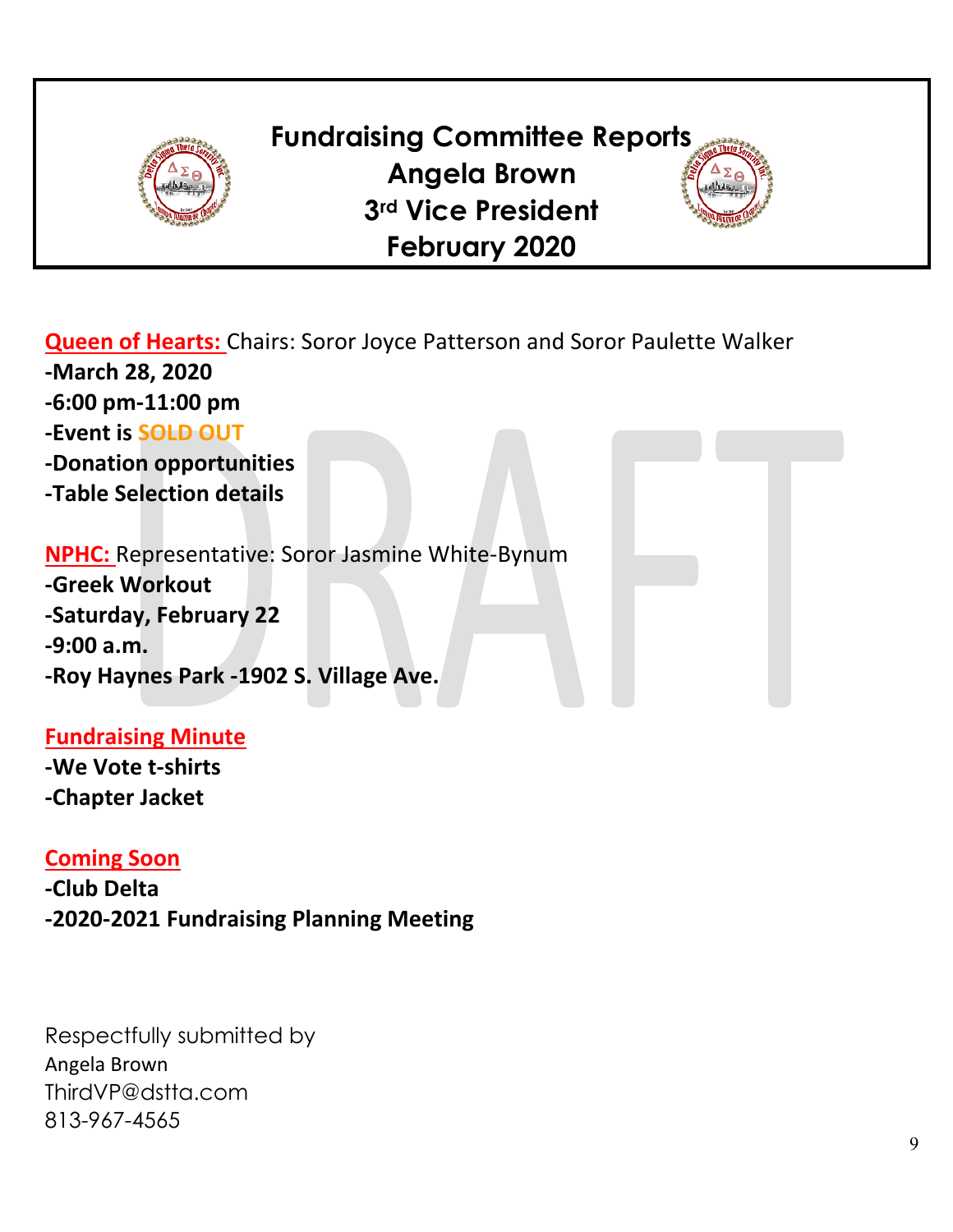# Fundraising Committee Reports
## Angela Brown
## 3rd Vice President
## February 2020

**Queen of Hearts:** Chairs: Soror Joyce Patterson and Soror Paulette Walker

**-March 28, 2020**
**-6:00 pm-11:00 pm**
**-Event is SOLD OUT**
**-Donation opportunities**
**-Table Selection details**

**NPHC:** Representative: Soror Jasmine White-Bynum

**-Greek Workout**
**-Saturday, February 22**
**-9:00 a.m.**
**-Roy Haynes Park -1902 S. Village Ave.**

**Fundraising Minute**

**-We Vote t-shirts**
**-Chapter Jacket**

**Coming Soon**

**-Club Delta**
**-2020-2021 Fundraising Planning Meeting**

Respectfully submitted by
Angela Brown
ThirdVP@dstta.com
813-967-4565